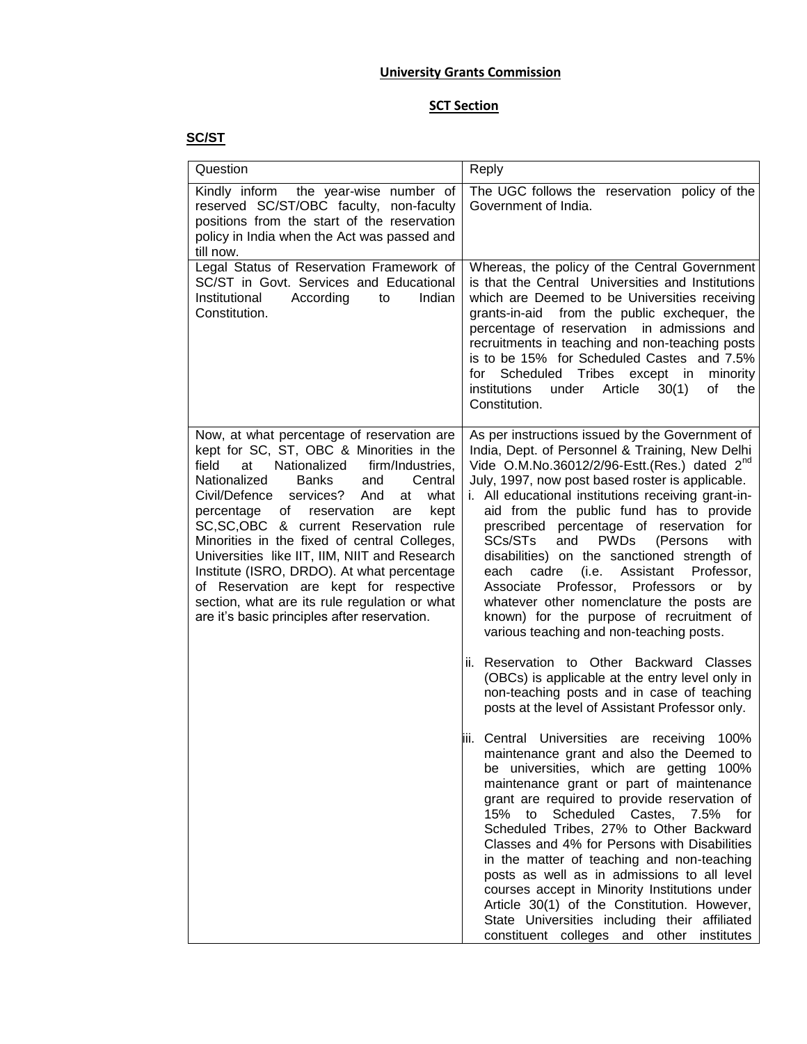**University Grants Commission**

**SCT Section**

**SC/ST**

| Question | Reply |
|---|---|
| Kindly inform the year-wise number of reserved SC/ST/OBC faculty, non-faculty positions from the start of the reservation policy in India when the Act was passed and till now. | The UGC follows the reservation policy of the Government of India. |
| Legal Status of Reservation Framework of SC/ST in Govt. Services and Educational Institutional According to Indian Constitution. | Whereas, the policy of the Central Government is that the Central Universities and Institutions which are Deemed to be Universities receiving grants-in-aid from the public exchequer, the percentage of reservation in admissions and recruitments in teaching and non-teaching posts is to be 15% for Scheduled Castes and 7.5% for Scheduled Tribes except in minority institutions under Article 30(1) of the Constitution. |
| Now, at what percentage of reservation are kept for SC, ST, OBC & Minorities in the field at Nationalized firm/Industries, Nationalized Banks and Central Civil/Defence services? And at what percentage of reservation are kept SC,SC,OBC & current Reservation rule Minorities in the fixed of central Colleges, Universities like IIT, IIM, NIIT and Research Institute (ISRO, DRDO). At what percentage of Reservation are kept for respective section, what are its rule regulation or what are it's basic principles after reservation. | As per instructions issued by the Government of India, Dept. of Personnel & Training, New Delhi Vide O.M.No.36012/2/96-Estt.(Res.) dated 2nd July, 1997, now post based roster is applicable.<br>i. All educational institutions receiving grant-in-aid from the public fund has to provide prescribed percentage of reservation for SCs/STs and PWDs (Persons with disabilities) on the sanctioned strength of each cadre (i.e. Assistant Professor, Associate Professor, Professors or by whatever other nomenclature the posts are known) for the purpose of recruitment of various teaching and non-teaching posts.<br>ii. Reservation to Other Backward Classes (OBCs) is applicable at the entry level only in non-teaching posts and in case of teaching posts at the level of Assistant Professor only.<br>iii. Central Universities are receiving 100% maintenance grant and also the Deemed to be universities, which are getting 100% maintenance grant or part of maintenance grant are required to provide reservation of 15% to Scheduled Castes, 7.5% for Scheduled Tribes, 27% to Other Backward Classes and 4% for Persons with Disabilities in the matter of teaching and non-teaching posts as well as in admissions to all level courses accept in Minority Institutions under Article 30(1) of the Constitution. However, State Universities including their affiliated constituent colleges and other institutes |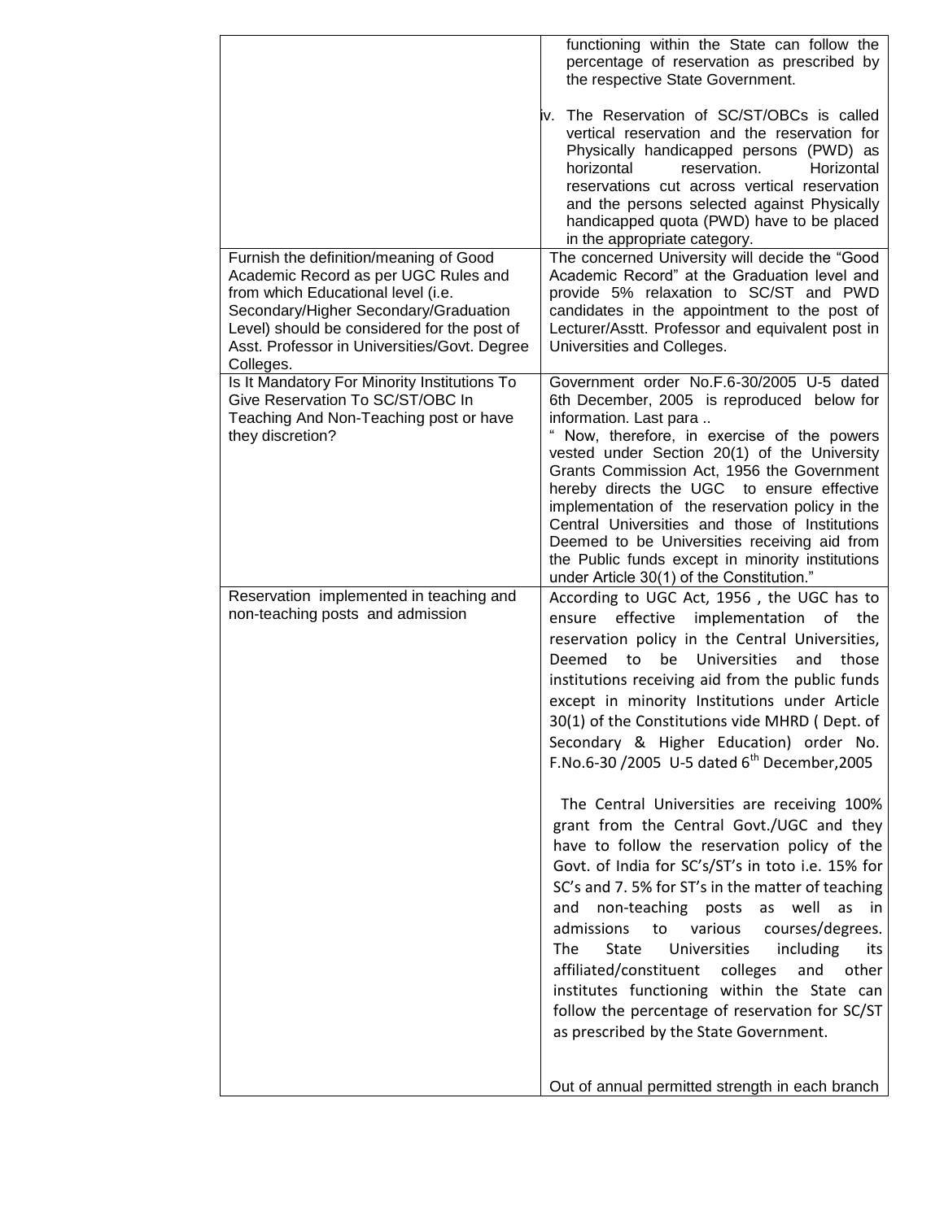| | |
|---|---|
| | functioning within the State can follow the percentage of reservation as prescribed by the respective State Government.<br><br>iv. The Reservation of SC/ST/OBCs is called vertical reservation and the reservation for Physically handicapped persons (PWD) as horizontal reservation. Horizontal reservations cut across vertical reservation and the persons selected against Physically handicapped quota (PWD) have to be placed in the appropriate category. |
| Furnish the definition/meaning of Good Academic Record as per UGC Rules and from which Educational level (i.e. Secondary/Higher Secondary/Graduation Level) should be considered for the post of Asst. Professor in Universities/Govt. Degree Colleges. | The concerned University will decide the "Good Academic Record" at the Graduation level and provide 5% relaxation to SC/ST and PWD candidates in the appointment to the post of Lecturer/Asstt. Professor and equivalent post in Universities and Colleges. |
| Is It Mandatory For Minority Institutions To Give Reservation To SC/ST/OBC In Teaching And Non-Teaching post or have they discretion? | Government order No.F.6-30/2005 U-5 dated 6th December, 2005 is reproduced below for information. Last para ..<br>" Now, therefore, in exercise of the powers vested under Section 20(1) of the University Grants Commission Act, 1956 the Government hereby directs the UGC to ensure effective implementation of the reservation policy in the Central Universities and those of Institutions Deemed to be Universities receiving aid from the Public funds except in minority institutions under Article 30(1) of the Constitution." |
| Reservation implemented in teaching and non-teaching posts and admission | According to UGC Act, 1956 , the UGC has to ensure effective implementation of the reservation policy in the Central Universities, Deemed to be Universities and those institutions receiving aid from the public funds except in minority Institutions under Article 30(1) of the Constitutions vide MHRD ( Dept. of Secondary & Higher Education) order No. F.No.6-30 /2005 U-5 dated 6th December,2005<br><br>The Central Universities are receiving 100% grant from the Central Govt./UGC and they have to follow the reservation policy of the Govt. of India for SC's/ST's in toto i.e. 15% for SC's and 7. 5% for ST's in the matter of teaching and non-teaching posts as well as in admissions to various courses/degrees. The State Universities including its affiliated/constituent colleges and other institutes functioning within the State can follow the percentage of reservation for SC/ST as prescribed by the State Government.<br><br>Out of annual permitted strength in each branch |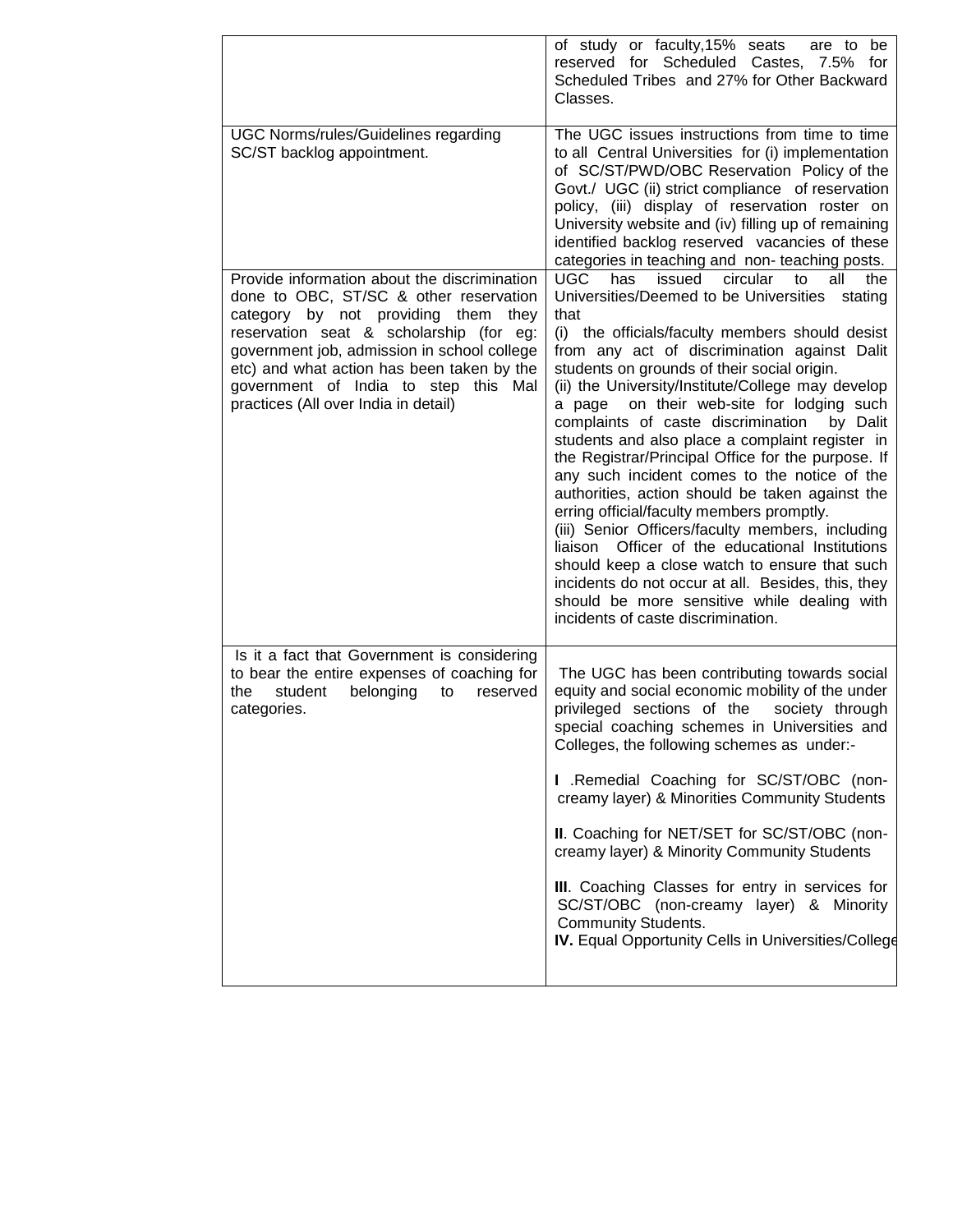| | |
|---|---|
| | of study or faculty,15% seats are to be reserved for Scheduled Castes, 7.5% for Scheduled Tribes and 27% for Other Backward Classes. |
| UGC Norms/rules/Guidelines regarding SC/ST backlog appointment. | The UGC issues instructions from time to time to all Central Universities for (i) implementation of SC/ST/PWD/OBC Reservation Policy of the Govt./ UGC (ii) strict compliance of reservation policy, (iii) display of reservation roster on University website and (iv) filling up of remaining identified backlog reserved vacancies of these categories in teaching and non- teaching posts. |
| Provide information about the discrimination done to OBC, ST/SC & other reservation category by not providing them they reservation seat & scholarship (for eg: government job, admission in school college etc) and what action has been taken by the government of India to step this Mal practices (All over India in detail) | UGC has issued circular to all the Universities/Deemed to be Universities stating that<br>(i) the officials/faculty members should desist from any act of discrimination against Dalit students on grounds of their social origin.<br>(ii) the University/Institute/College may develop a page on their web-site for lodging such complaints of caste discrimination by Dalit students and also place a complaint register in the Registrar/Principal Office for the purpose. If any such incident comes to the notice of the authorities, action should be taken against the erring official/faculty members promptly.<br>(iii) Senior Officers/faculty members, including liaison Officer of the educational Institutions should keep a close watch to ensure that such incidents do not occur at all. Besides, this, they should be more sensitive while dealing with incidents of caste discrimination. |
| Is it a fact that Government is considering to bear the entire expenses of coaching for the student belonging to reserved categories. | The UGC has been contributing towards social equity and social economic mobility of the under privileged sections of the society through special coaching schemes in Universities and Colleges, the following schemes as under:-<br><br>**I** .Remedial Coaching for SC/ST/OBC (non-creamy layer) & Minorities Community Students<br><br>**II**. Coaching for NET/SET for SC/ST/OBC (non-creamy layer) & Minority Community Students<br><br>**III**. Coaching Classes for entry in services for SC/ST/OBC (non-creamy layer) & Minority Community Students.<br>**IV.** Equal Opportunity Cells in Universities/College |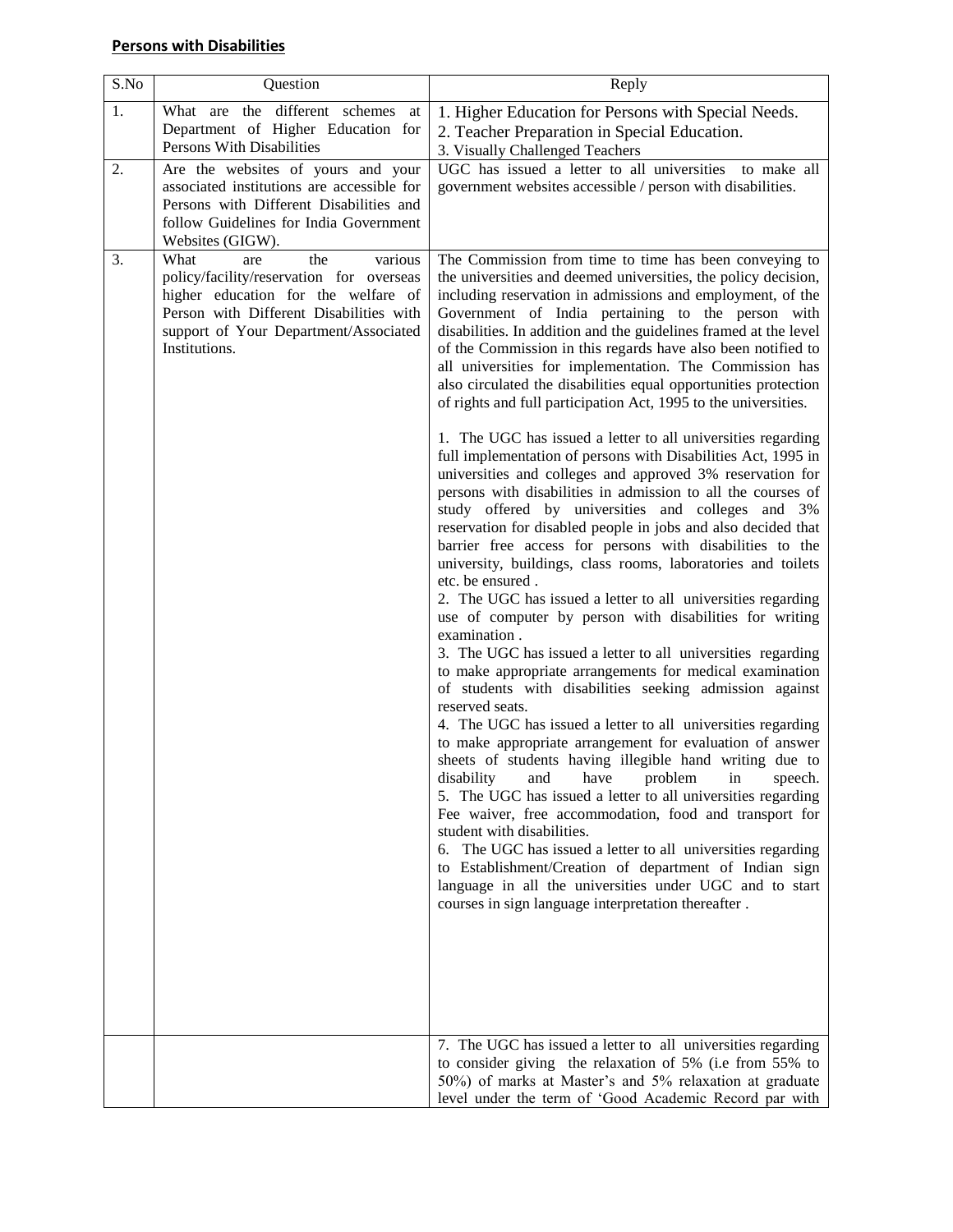**Persons with Disabilities**

| S.No | Question | Reply |
|---|---|---|
| 1. | What are the different schemes at Department of Higher Education for Persons With Disabilities | 1. Higher Education for Persons with Special Needs.<br>2. Teacher Preparation in Special Education.<br>3. Visually Challenged Teachers |
| 2. | Are the websites of yours and your associated institutions are accessible for Persons with Different Disabilities and follow Guidelines for India Government Websites (GIGW). | UGC has issued a letter to all universities to make all government websites accessible / person with disabilities. |
| 3. | What are the various policy/facility/reservation for overseas higher education for the welfare of Person with Different Disabilities with support of Your Department/Associated Institutions. | The Commission from time to time has been conveying to the universities and deemed universities, the policy decision, including reservation in admissions and employment, of the Government of India pertaining to the person with disabilities. In addition and the guidelines framed at the level of the Commission in this regards have also been notified to all universities for implementation. The Commission has also circulated the disabilities equal opportunities protection of rights and full participation Act, 1995 to the universities.<br><br>1. The UGC has issued a letter to all universities regarding full implementation of persons with Disabilities Act, 1995 in universities and colleges and approved 3% reservation for persons with disabilities in admission to all the courses of study offered by universities and colleges and 3% reservation for disabled people in jobs and also decided that barrier free access for persons with disabilities to the university, buildings, class rooms, laboratories and toilets etc. be ensured .<br>2. The UGC has issued a letter to all universities regarding use of computer by person with disabilities for writing examination .<br>3. The UGC has issued a letter to all universities regarding to make appropriate arrangements for medical examination of students with disabilities seeking admission against reserved seats.<br>4. The UGC has issued a letter to all universities regarding to make appropriate arrangement for evaluation of answer sheets of students having illegible hand writing due to disability and have problem in speech.<br>5. The UGC has issued a letter to all universities regarding Fee waiver, free accommodation, food and transport for student with disabilities.<br>6. The UGC has issued a letter to all universities regarding to Establishment/Creation of department of Indian sign language in all the universities under UGC and to start courses in sign language interpretation thereafter . |
| | | 7. The UGC has issued a letter to all universities regarding to consider giving the relaxation of 5% (i.e from 55% to 50%) of marks at Master's and 5% relaxation at graduate level under the term of 'Good Academic Record par with |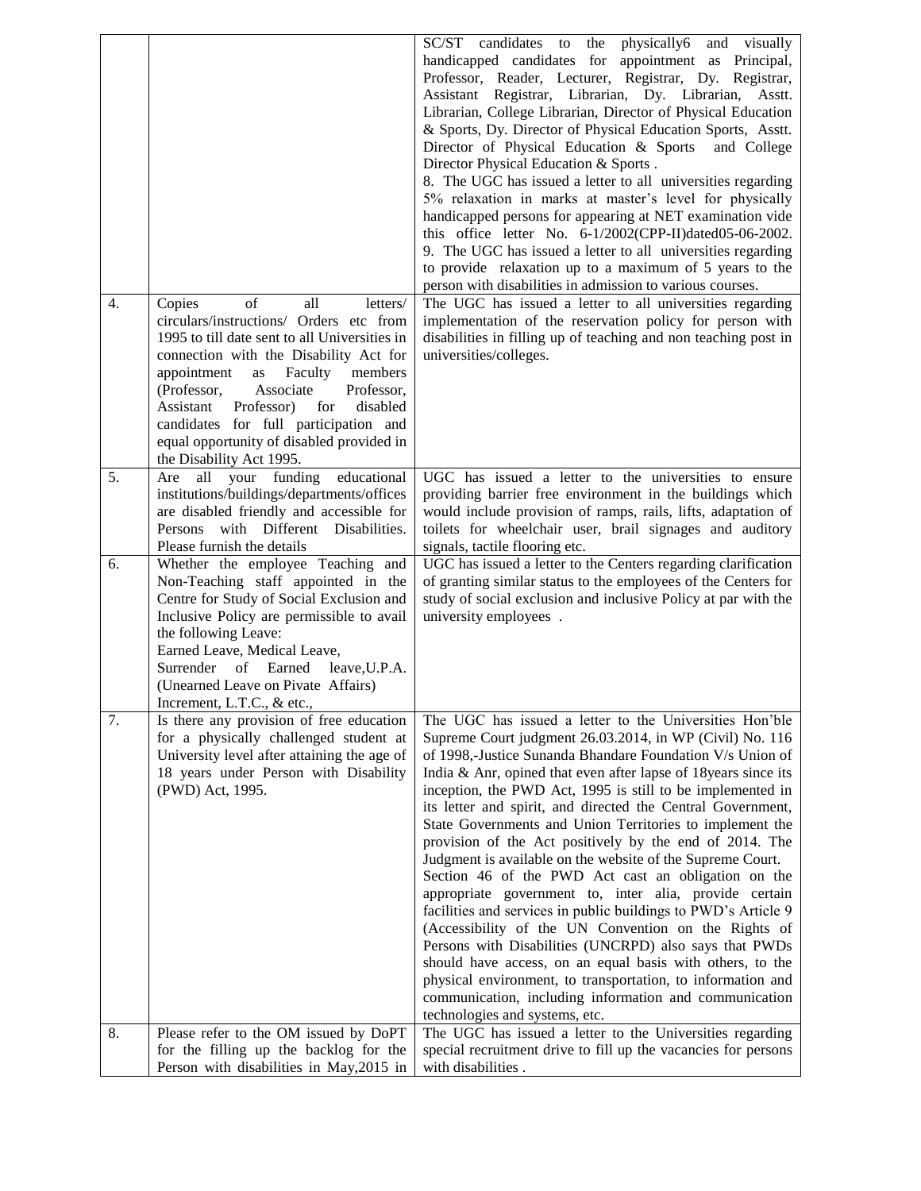| | | |
|---|---|---|
| | | SC/ST candidates to the physically6 and visually handicapped candidates for appointment as Principal, Professor, Reader, Lecturer, Registrar, Dy. Registrar, Assistant Registrar, Librarian, Dy. Librarian, Asstt. Librarian, College Librarian, Director of Physical Education & Sports, Dy. Director of Physical Education Sports, Asstt. Director of Physical Education & Sports and College Director Physical Education & Sports .<br>8. The UGC has issued a letter to all universities regarding 5% relaxation in marks at master's level for physically handicapped persons for appearing at NET examination vide this office letter No. 6-1/2002(CPP-II)dated05-06-2002.<br>9. The UGC has issued a letter to all universities regarding to provide relaxation up to a maximum of 5 years to the person with disabilities in admission to various courses. |
| 4. | Copies of all letters/ circulars/instructions/ Orders etc from 1995 to till date sent to all Universities in connection with the Disability Act for appointment as Faculty members (Professor, Associate Professor, Assistant Professor) for disabled candidates for full participation and equal opportunity of disabled provided in the Disability Act 1995. | The UGC has issued a letter to all universities regarding implementation of the reservation policy for person with disabilities in filling up of teaching and non teaching post in universities/colleges. |
| 5. | Are all your funding educational institutions/buildings/departments/offices are disabled friendly and accessible for Persons with Different Disabilities. Please furnish the details | UGC has issued a letter to the universities to ensure providing barrier free environment in the buildings which would include provision of ramps, rails, lifts, adaptation of toilets for wheelchair user, brail signages and auditory signals, tactile flooring etc. |
| 6. | Whether the employee Teaching and Non-Teaching staff appointed in the Centre for Study of Social Exclusion and Inclusive Policy are permissible to avail the following Leave:<br>Earned Leave, Medical Leave,<br>Surrender of Earned leave,U.P.A. (Unearned Leave on Pivate Affairs)<br>Increment, L.T.C., & etc., | UGC has issued a letter to the Centers regarding clarification of granting similar status to the employees of the Centers for study of social exclusion and inclusive Policy at par with the university employees . |
| 7. | Is there any provision of free education for a physically challenged student at University level after attaining the age of 18 years under Person with Disability (PWD) Act, 1995. | The UGC has issued a letter to the Universities Hon'ble Supreme Court judgment 26.03.2014, in WP (Civil) No. 116 of 1998,-Justice Sunanda Bhandare Foundation V/s Union of India & Anr, opined that even after lapse of 18years since its inception, the PWD Act, 1995 is still to be implemented in its letter and spirit, and directed the Central Government, State Governments and Union Territories to implement the provision of the Act positively by the end of 2014. The Judgment is available on the website of the Supreme Court.<br>Section 46 of the PWD Act cast an obligation on the appropriate government to, inter alia, provide certain facilities and services in public buildings to PWD's Article 9 (Accessibility of the UN Convention on the Rights of Persons with Disabilities (UNCRPD) also says that PWDs should have access, on an equal basis with others, to the physical environment, to transportation, to information and communication, including information and communication technologies and systems, etc. |
| 8. | Please refer to the OM issued by DoPT for the filling up the backlog for the Person with disabilities in May,2015 in | The UGC has issued a letter to the Universities regarding special recruitment drive to fill up the vacancies for persons with disabilities . |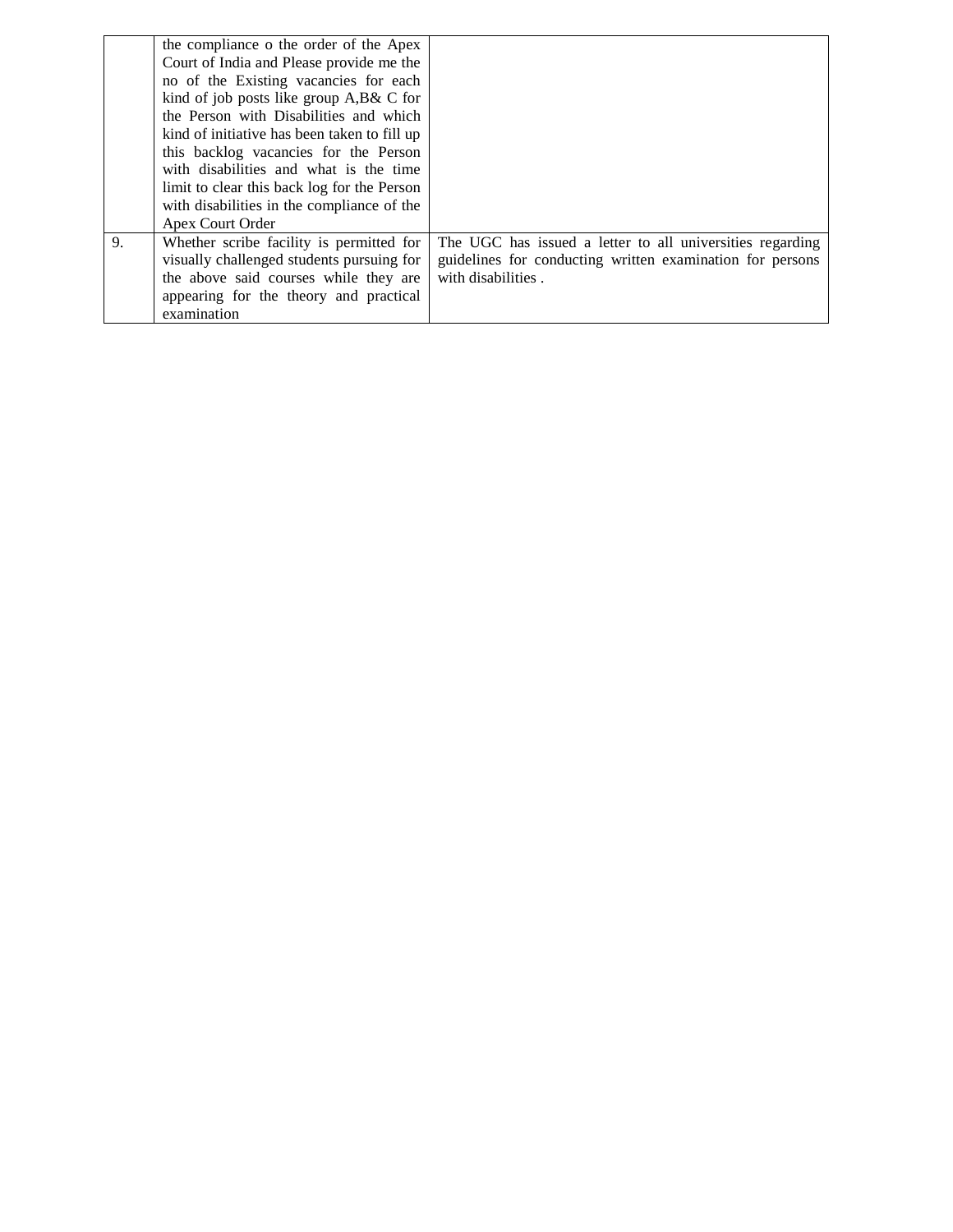| | | |
|---|---|---|
| | the compliance o the order of the Apex Court of India and Please provide me the no of the Existing vacancies for each kind of job posts like group A,B& C for the Person with Disabilities and which kind of initiative has been taken to fill up this backlog vacancies for the Person with disabilities and what is the time limit to clear this back log for the Person with disabilities in the compliance of the Apex Court Order | |
| 9. | Whether scribe facility is permitted for visually challenged students pursuing for the above said courses while they are appearing for the theory and practical examination | The UGC has issued a letter to all universities regarding guidelines for conducting written examination for persons with disabilities . |